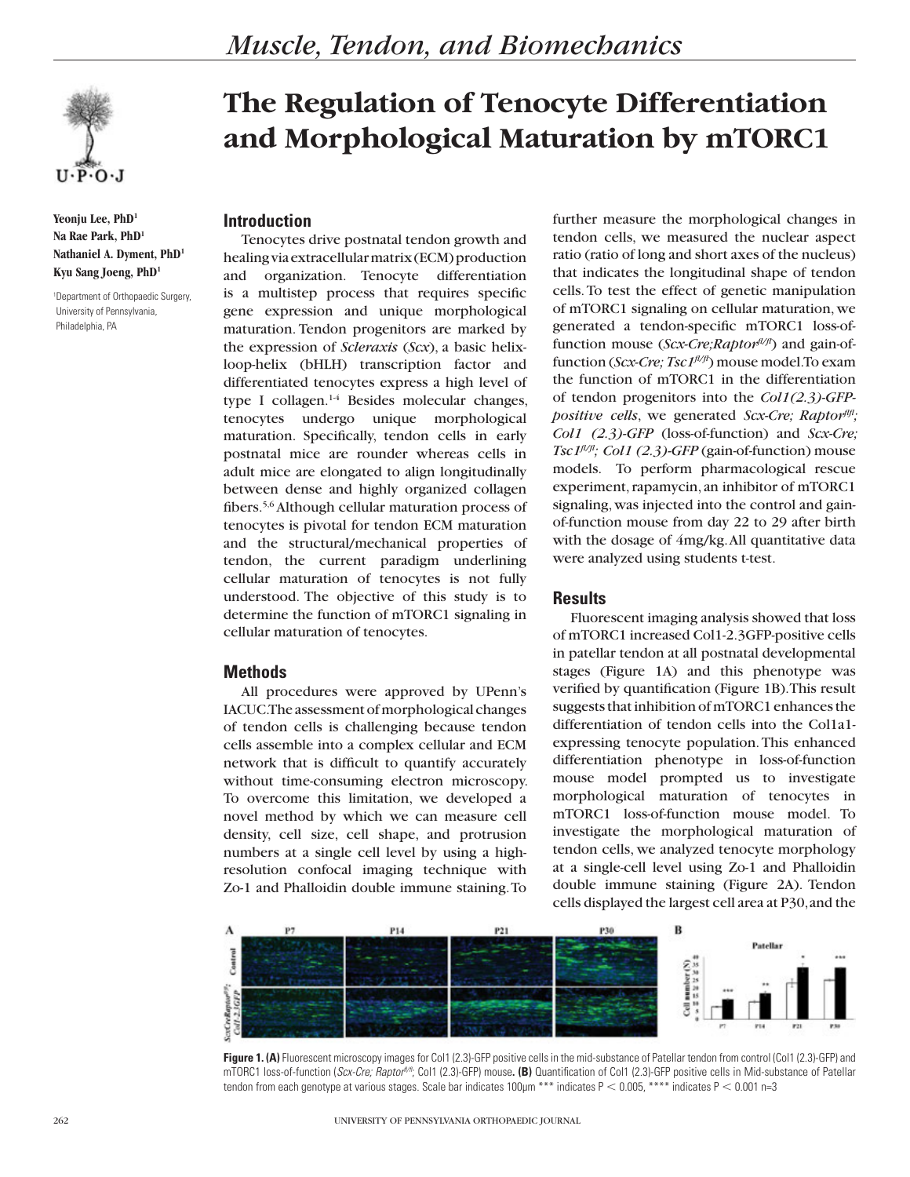# The Regulation of Tenocyte Differentiation and Morphological Maturation by mTORC1

**Yeonju Lee, PhD[1]**
**Na Rae Park, PhD[1]**
**Nathaniel A. Dyment, PhD[1]**
**Kyu Sang Joeng, PhD[1]**

[1]Department of Orthopaedic Surgery, University of Pennsylvania, Philadelphia, PA

## Introduction

Tenocytes drive postnatal tendon growth and healing via extracellular matrix (ECM) production and organization. Tenocyte differentiation is a multistep process that requires specific gene expression and unique morphological maturation. Tendon progenitors are marked by the expression of *Scleraxis* (*Scx*), a basic helix-loop-helix (bHLH) transcription factor and differentiated tenocytes express a high level of type I collagen.[1-4] Besides molecular changes, tenocytes undergo unique morphological maturation. Specifically, tendon cells in early postnatal mice are rounder whereas cells in adult mice are elongated to align longitudinally between dense and highly organized collagen fibers.[5,6] Although cellular maturation process of tenocytes is pivotal for tendon ECM maturation and the structural/mechanical properties of tendon, the current paradigm underlining cellular maturation of tenocytes is not fully understood. The objective of this study is to determine the function of mTORC1 signaling in cellular maturation of tenocytes.

## Methods

All procedures were approved by UPenn's IACUC. The assessment of morphological changes of tendon cells is challenging because tendon cells assemble into a complex cellular and ECM network that is difficult to quantify accurately without time-consuming electron microscopy. To overcome this limitation, we developed a novel method by which we can measure cell density, cell size, cell shape, and protrusion numbers at a single cell level by using a high-resolution confocal imaging technique with Zo-1 and Phalloidin double immune staining. To further measure the morphological changes in tendon cells, we measured the nuclear aspect ratio (ratio of long and short axes of the nucleus) that indicates the longitudinal shape of tendon cells. To test the effect of genetic manipulation of mTORC1 signaling on cellular maturation, we generated a tendon-specific mTORC1 loss-of-function mouse (*Scx-Cre;Raptor$^{fl/fl}$*) and gain-of-function (*Scx-Cre; Tsc1$^{fl/fl}$*) mouse model. To exam the function of mTORC1 in the differentiation of tendon progenitors into the *Col1(2.3)-GFP-positive cells*, we generated *Scx-Cre; Raptor$^{fl/fl}$; Col1 (2.3)-GFP* (loss-of-function) and *Scx-Cre; Tsc1$^{fl/fl}$; Col1 (2.3)-GFP* (gain-of-function) mouse models. To perform pharmacological rescue experiment, rapamycin, an inhibitor of mTORC1 signaling, was injected into the control and gain-of-function mouse from day 22 to 29 after birth with the dosage of 4mg/kg. All quantitative data were analyzed using students t-test.

## Results

Fluorescent imaging analysis showed that loss of mTORC1 increased Col1-2.3GFP-positive cells in patellar tendon at all postnatal developmental stages (Figure 1A) and this phenotype was verified by quantification (Figure 1B). This result suggests that inhibition of mTORC1 enhances the differentiation of tendon cells into the Col1a1-expressing tenocyte population. This enhanced differentiation phenotype in loss-of-function mouse model prompted us to investigate morphological maturation of tenocytes in mTORC1 loss-of-function mouse model. To investigate the morphological maturation of tendon cells, we analyzed tenocyte morphology at a single-cell level using Zo-1 and Phalloidin double immune staining (Figure 2A). Tendon cells displayed the largest cell area at P30, and the

**Figure 1. (A)** Fluorescent microscopy images for Col1 (2.3)-GFP positive cells in the mid-substance of Patellar tendon from control (Col1 (2.3)-GFP) and mTORC1 loss-of-function (*Scx-Cre; Raptor$^{fl/fl}$*; Col1 (2.3)-GFP) mouse**. (B)** Quantification of Col1 (2.3)-GFP positive cells in Mid-substance of Patellar tendon from each genotype at various stages. Scale bar indicates 100μm *** indicates $P < 0.005$, **** indicates $P < 0.001$ n=3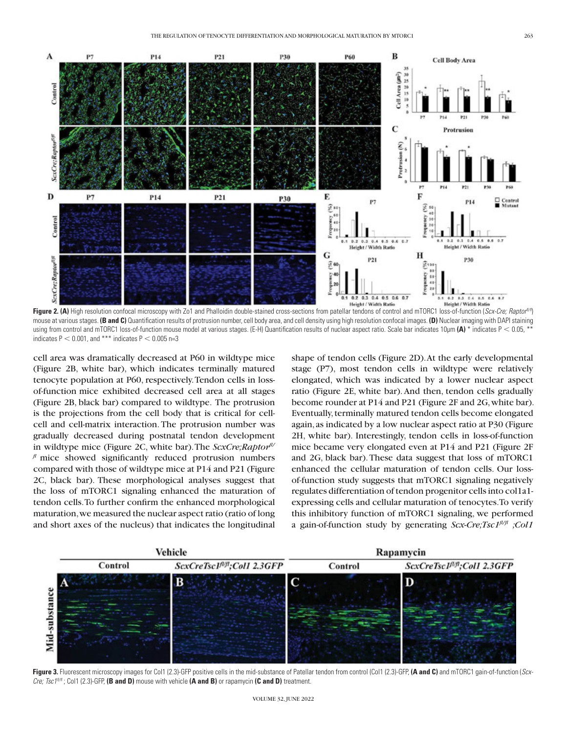**Figure 2.** **(A)** High resolution confocal microscopy with Zo1 and Phalloidin double-stained cross-sections from patellar tendons of control and mTORC1 loss-of-function (*Scx-Cre; Raptor$^{fl/fl}$*) mouse at various stages. **(B and C)** Quantification results of protrusion number, cell body area, and cell density using high resolution confocal images. **(D)** Nuclear imaging with DAPI staining using from control and mTORC1 loss-of-function mouse model at various stages. (E-H) Quantification results of nuclear aspect ratio. Scale bar indicates 10μm **(A)** * indicates P < 0.05, ** indicates P < 0.001, and *** indicates P < 0.005 n=3

cell area was dramatically decreased at P60 in wildtype mice (Figure 2B, white bar), which indicates terminally matured tenocyte population at P60, respectively. Tendon cells in loss-of-function mice exhibited decreased cell area at all stages (Figure 2B, black bar) compared to wildtype. The protrusion is the projections from the cell body that is critical for cell-cell and cell-matrix interaction. The protrusion number was gradually decreased during postnatal tendon development in wildtype mice (Figure 2C, white bar). The *ScxCre;Raptor$^{fl/fl}$* mice showed significantly reduced protrusion numbers compared with those of wildtype mice at P14 and P21 (Figure 2C, black bar). These morphological analyses suggest that the loss of mTORC1 signaling enhanced the maturation of tendon cells. To further confirm the enhanced morphological maturation, we measured the nuclear aspect ratio (ratio of long and short axes of the nucleus) that indicates the longitudinal shape of tendon cells (Figure 2D). At the early developmental stage (P7), most tendon cells in wildtype were relatively elongated, which was indicated by a lower nuclear aspect ratio (Figure 2E, white bar). And then, tendon cells gradually become rounder at P14 and P21 (Figure 2F and 2G, white bar). Eventually, terminally matured tendon cells become elongated again, as indicated by a low nuclear aspect ratio at P30 (Figure 2H, white bar). Interestingly, tendon cells in loss-of-function mice became very elongated even at P14 and P21 (Figure 2F and 2G, black bar). These data suggest that loss of mTORC1 enhanced the cellular maturation of tendon cells. Our loss-of-function study suggests that mTORC1 signaling negatively regulates differentiation of tendon progenitor cells into col1a1-expressing cells and cellular maturation of tenocytes. To verify this inhibitory function of mTORC1 signaling, we performed a gain-of-function study by generating *Scx-Cre;Tsc1$^{fl/fl}$ ;Col1*

**Figure 3.** Fluorescent microscopy images for Col1 (2.3)-GFP positive cells in the mid-substance of Patellar tendon from control (Col1 (2.3)-GFP, **(A and C)** and mTORC1 gain-of-function (*Scx-Cre; Tsc1$^{fl/fl}$* ; Col1 (2.3)-GFP, **(B and D)** mouse with vehicle **(A and B)** or rapamycin **(C and D)** treatment.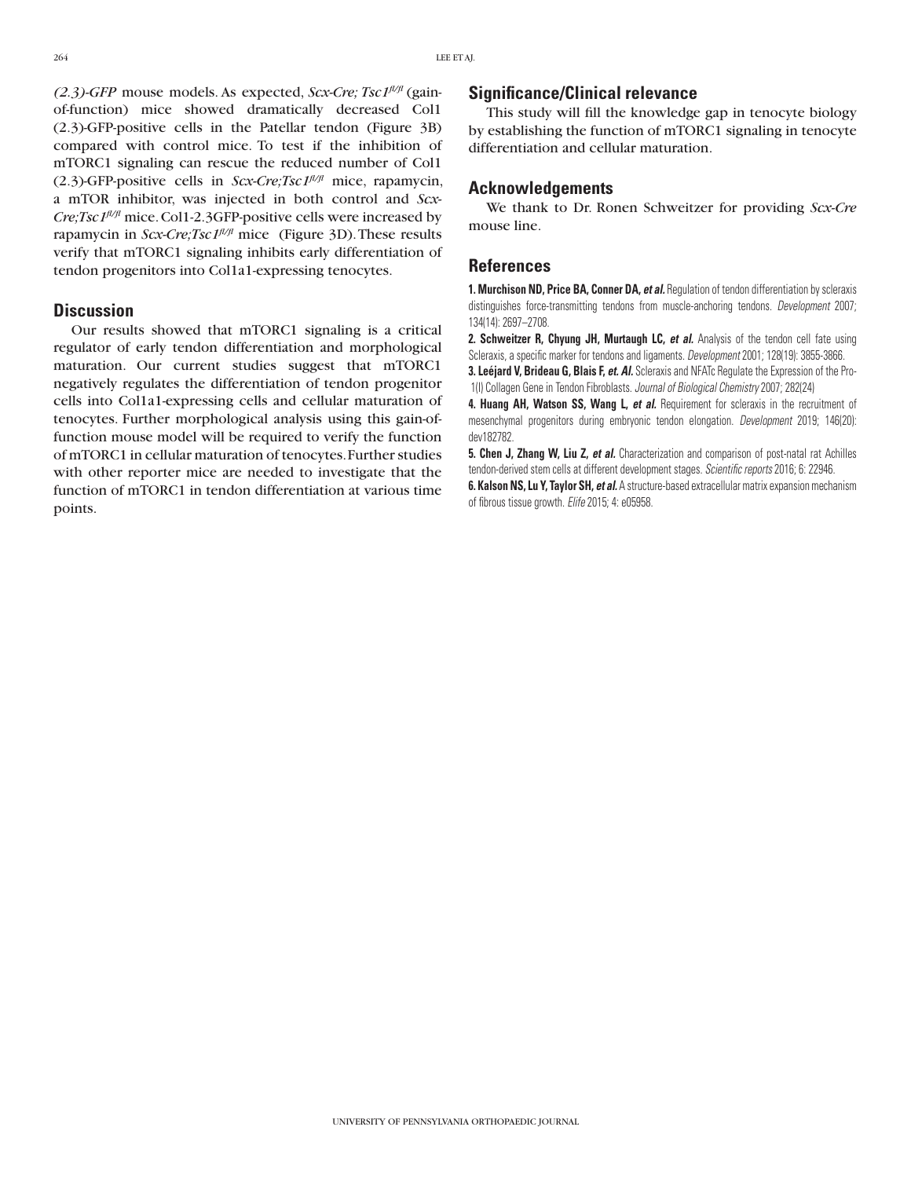*(2.3)-GFP* mouse models. As expected, *Scx-Cre; Tsc1$^{fl/fl}$* (gain-of-function) mice showed dramatically decreased Col1 (2.3)-GFP-positive cells in the Patellar tendon (Figure 3B) compared with control mice. To test if the inhibition of mTORC1 signaling can rescue the reduced number of Col1 (2.3)-GFP-positive cells in *Scx-Cre;Tsc1$^{fl/fl}$* mice, rapamycin, a mTOR inhibitor, was injected in both control and *Scx-Cre;Tsc1$^{fl/fl}$* mice. Col1-2.3GFP-positive cells were increased by rapamycin in *Scx-Cre;Tsc1$^{fl/fl}$* mice (Figure 3D). These results verify that mTORC1 signaling inhibits early differentiation of tendon progenitors into Col1a1-expressing tenocytes.

## Discussion

Our results showed that mTORC1 signaling is a critical regulator of early tendon differentiation and morphological maturation. Our current studies suggest that mTORC1 negatively regulates the differentiation of tendon progenitor cells into Col1a1-expressing cells and cellular maturation of tenocytes. Further morphological analysis using this gain-of-function mouse model will be required to verify the function of mTORC1 in cellular maturation of tenocytes. Further studies with other reporter mice are needed to investigate that the function of mTORC1 in tendon differentiation at various time points.

## Significance/Clinical relevance

This study will fill the knowledge gap in tenocyte biology by establishing the function of mTORC1 signaling in tenocyte differentiation and cellular maturation.

## Acknowledgements

We thank to Dr. Ronen Schweitzer for providing *Scx-Cre* mouse line.

## References

**1. Murchison ND, Price BA, Conner DA, *et al.*** Regulation of tendon differentiation by scleraxis distinguishes force-transmitting tendons from muscle-anchoring tendons. *Development* 2007; 134(14): 2697–2708.

**2. Schweitzer R, Chyung JH, Murtaugh LC, *et al.*** Analysis of the tendon cell fate using Scleraxis, a specific marker for tendons and ligaments. *Development* 2001; 128(19): 3855-3866.

**3. Leéjard V, Brideau G, Blais F, *et. Al.*** Scleraxis and NFATc Regulate the Expression of the Pro-1(I) Collagen Gene in Tendon Fibroblasts. *Journal of Biological Chemistry* 2007; 282(24)

**4. Huang AH, Watson SS, Wang L, *et al.*** Requirement for scleraxis in the recruitment of mesenchymal progenitors during embryonic tendon elongation. *Development* 2019; 146(20): dev182782.

**5. Chen J, Zhang W, Liu Z, *et al.*** Characterization and comparison of post-natal rat Achilles tendon-derived stem cells at different development stages. *Scientific reports* 2016; 6: 22946.

**6. Kalson NS, Lu Y, Taylor SH, *et al.*** A structure-based extracellular matrix expansion mechanism of fibrous tissue growth. *Elife* 2015; 4: e05958.